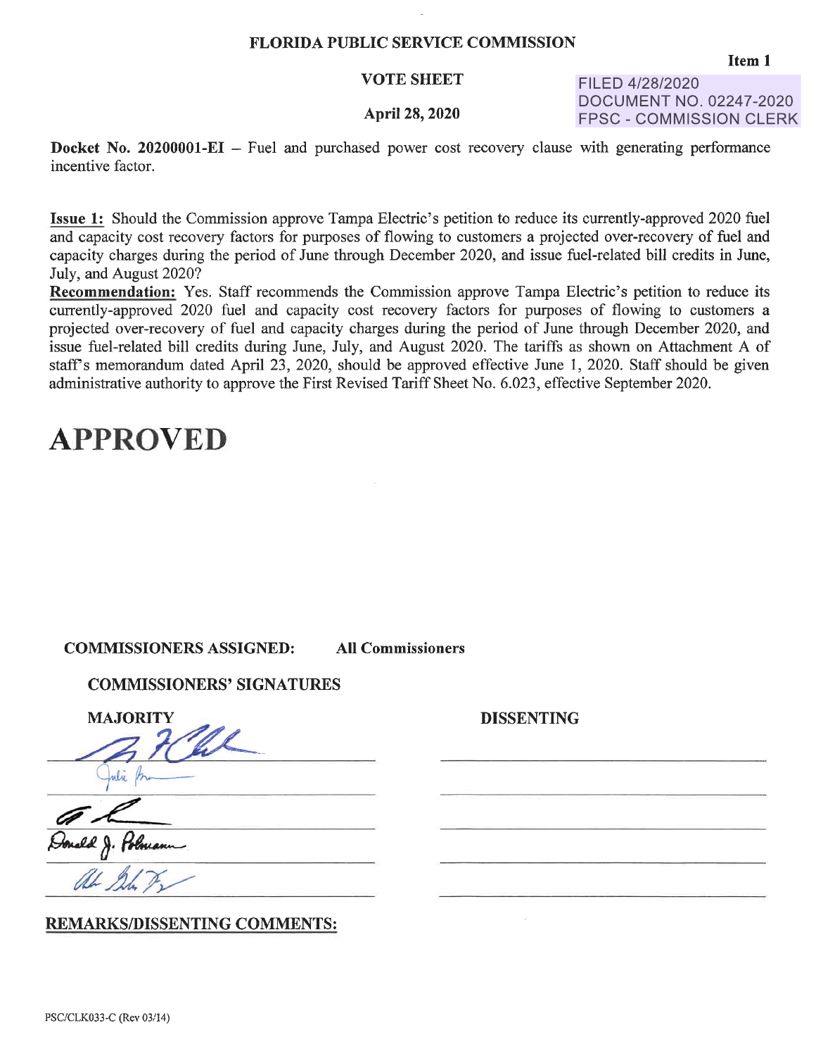**FLORIDA PUBLIC SERVICE COMMISSION**

**Item 1**

**VOTE SHEET**

**April 28, 2020**

FILED 4/28/2020
DOCUMENT NO. 02247-2020
FPSC - COMMISSION CLERK

**Docket No. 20200001-EI** – Fuel and purchased power cost recovery clause with generating performance incentive factor.

**Issue 1:** Should the Commission approve Tampa Electric's petition to reduce its currently-approved 2020 fuel and capacity cost recovery factors for purposes of flowing to customers a projected over-recovery of fuel and capacity charges during the period of June through December 2020, and issue fuel-related bill credits in June, July, and August 2020?

**Recommendation:** Yes. Staff recommends the Commission approve Tampa Electric's petition to reduce its currently-approved 2020 fuel and capacity cost recovery factors for purposes of flowing to customers a projected over-recovery of fuel and capacity charges during the period of June through December 2020, and issue fuel-related bill credits during June, July, and August 2020. The tariffs as shown on Attachment A of staff's memorandum dated April 23, 2020, should be approved effective June 1, 2020. Staff should be given administrative authority to approve the First Revised Tariff Sheet No. 6.023, effective September 2020.

# APPROVED

**COMMISSIONERS ASSIGNED:** **All Commissioners**

**COMMISSIONERS' SIGNATURES**

| MAJORITY | DISSENTING |
|---|---|
| [signature] | |
| Julie Brown [signature] | |
| [signature] | |
| Donald J. Polmann [signature] | |
| [signature] | |

**REMARKS/DISSENTING COMMENTS:**

PSC/CLK033-C (Rev 03/14)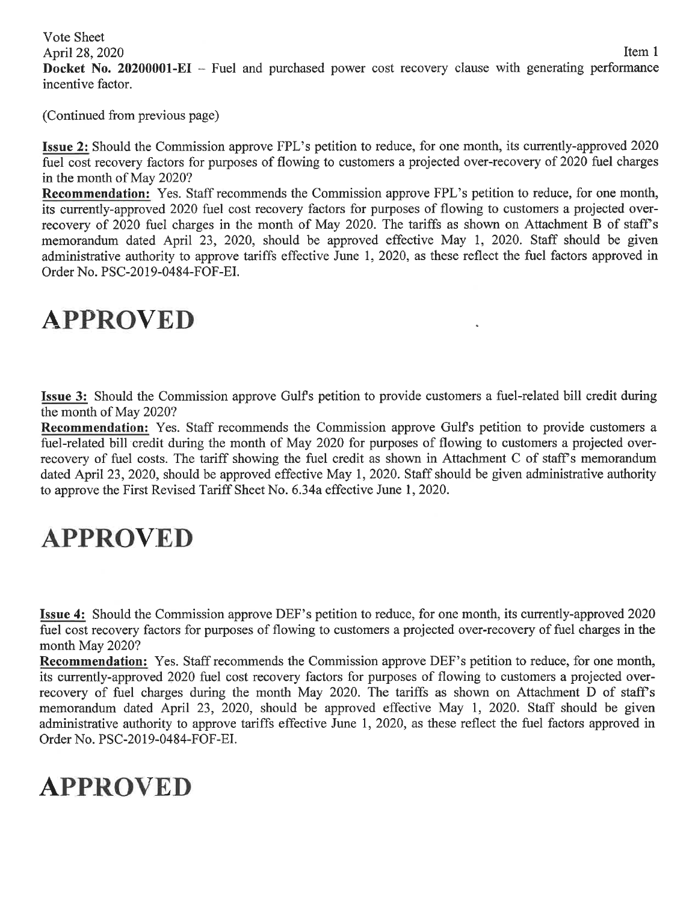Vote Sheet
April 28, 2020 Item 1
**Docket No. 20200001-EI** – Fuel and purchased power cost recovery clause with generating performance incentive factor.

(Continued from previous page)

**Issue 2:** Should the Commission approve FPL's petition to reduce, for one month, its currently-approved 2020 fuel cost recovery factors for purposes of flowing to customers a projected over-recovery of 2020 fuel charges in the month of May 2020?
**Recommendation:** Yes. Staff recommends the Commission approve FPL's petition to reduce, for one month, its currently-approved 2020 fuel cost recovery factors for purposes of flowing to customers a projected over-recovery of 2020 fuel charges in the month of May 2020. The tariffs as shown on Attachment B of staff's memorandum dated April 23, 2020, should be approved effective May 1, 2020. Staff should be given administrative authority to approve tariffs effective June 1, 2020, as these reflect the fuel factors approved in Order No. PSC-2019-0484-FOF-EI.

# APPROVED

**Issue 3:** Should the Commission approve Gulf's petition to provide customers a fuel-related bill credit during the month of May 2020?
**Recommendation:** Yes. Staff recommends the Commission approve Gulf's petition to provide customers a fuel-related bill credit during the month of May 2020 for purposes of flowing to customers a projected over-recovery of fuel costs. The tariff showing the fuel credit as shown in Attachment C of staff's memorandum dated April 23, 2020, should be approved effective May 1, 2020. Staff should be given administrative authority to approve the First Revised Tariff Sheet No. 6.34a effective June 1, 2020.

# APPROVED

**Issue 4:** Should the Commission approve DEF's petition to reduce, for one month, its currently-approved 2020 fuel cost recovery factors for purposes of flowing to customers a projected over-recovery of fuel charges in the month May 2020?
**Recommendation:** Yes. Staff recommends the Commission approve DEF's petition to reduce, for one month, its currently-approved 2020 fuel cost recovery factors for purposes of flowing to customers a projected over-recovery of fuel charges during the month May 2020. The tariffs as shown on Attachment D of staff's memorandum dated April 23, 2020, should be approved effective May 1, 2020. Staff should be given administrative authority to approve tariffs effective June 1, 2020, as these reflect the fuel factors approved in Order No. PSC-2019-0484-FOF-EI.

# APPROVED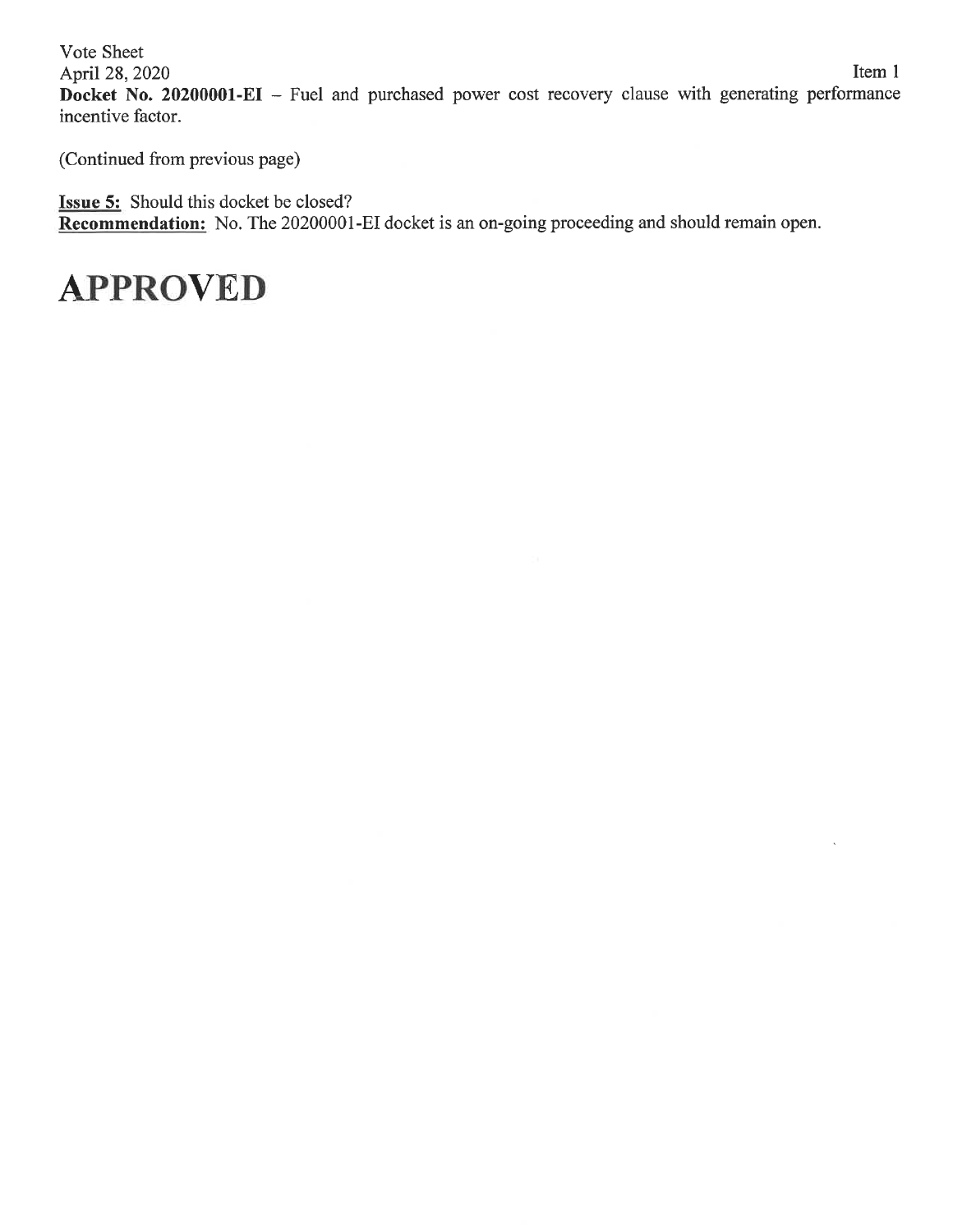Vote Sheet
April 28, 2020 Item 1
**Docket No. 20200001-EI** – Fuel and purchased power cost recovery clause with generating performance incentive factor.

(Continued from previous page)

**Issue 5:** Should this docket be closed?
**Recommendation:** No. The 20200001-EI docket is an on-going proceeding and should remain open.

# APPROVED